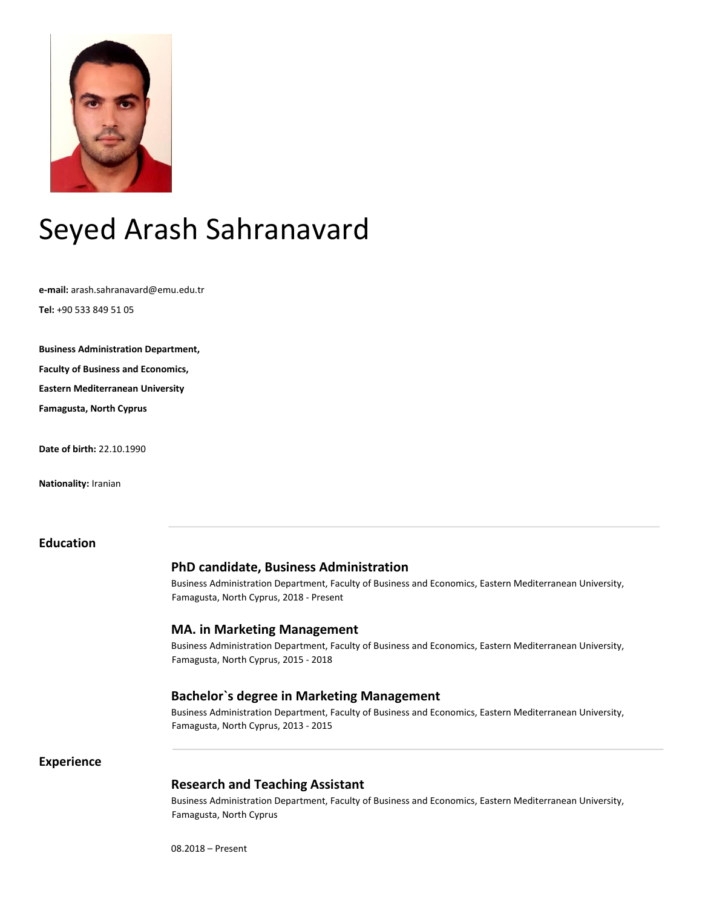# Seyed Arash Sahranavard

**e-mail:** arash.sahranavard@emu.edu.tr

**Tel:** +90 533 849 51 05

**Business Administration Department,**

**Faculty of Business and Economics,**

**Eastern Mediterranean University**

**Famagusta, North Cyprus**

**Date of birth:** 22.10.1990

**Nationality:** Iranian

## Education

### PhD candidate, Business Administration

Business Administration Department, Faculty of Business and Economics, Eastern Mediterranean University, Famagusta, North Cyprus, 2018 - Present

### MA. in Marketing Management

Business Administration Department, Faculty of Business and Economics, Eastern Mediterranean University, Famagusta, North Cyprus, 2015 - 2018

### Bachelor`s degree in Marketing Management

Business Administration Department, Faculty of Business and Economics, Eastern Mediterranean University, Famagusta, North Cyprus, 2013 - 2015

## Experience

### Research and Teaching Assistant

Business Administration Department, Faculty of Business and Economics, Eastern Mediterranean University, Famagusta, North Cyprus

08.2018 – Present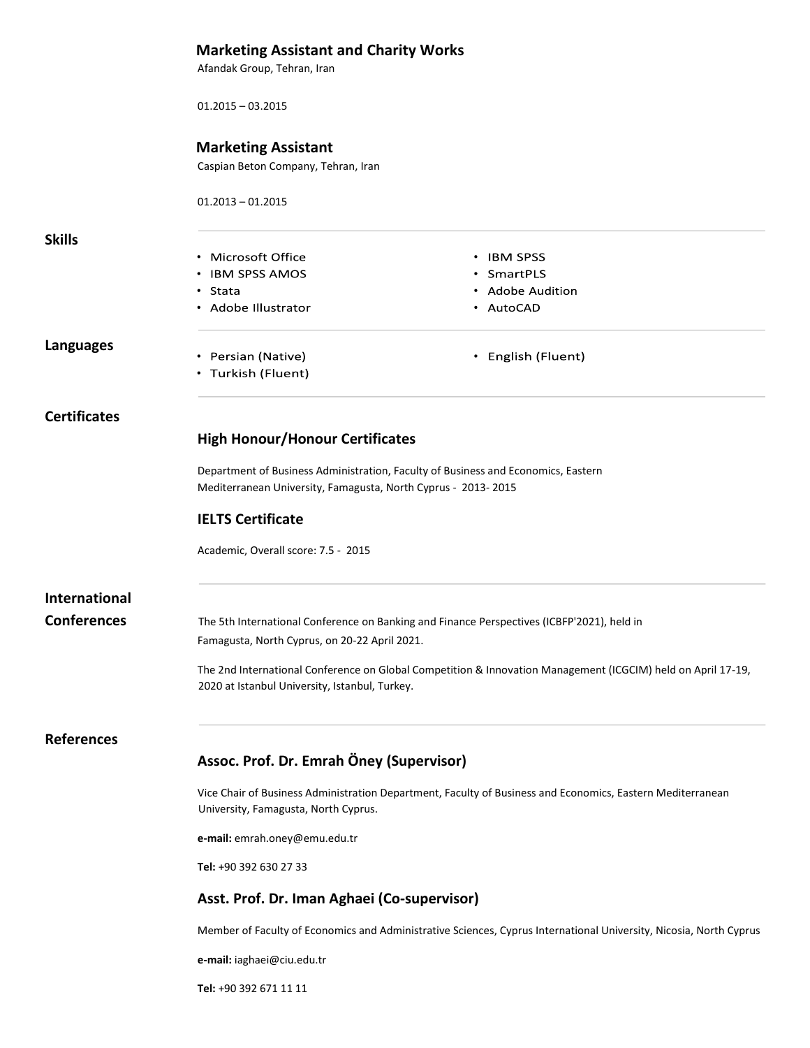### Marketing Assistant and Charity Works

Afandak Group, Tehran, Iran

01.2015 – 03.2015

### Marketing Assistant

Caspian Beton Company, Tehran, Iran

01.2013 – 01.2015

## Skills

- Microsoft Office
- IBM SPSS AMOS
- Stata
- Adobe Illustrator
- IBM SPSS
- SmartPLS
- Adobe Audition
- AutoCAD

## Languages

- Persian (Native)
- Turkish (Fluent)
- English (Fluent)

## Certificates

### High Honour/Honour Certificates

Department of Business Administration, Faculty of Business and Economics, Eastern Mediterranean University, Famagusta, North Cyprus - 2013- 2015

### IELTS Certificate

Academic, Overall score: 7.5 - 2015

## International Conferences

The 5th International Conference on Banking and Finance Perspectives (ICBFP'2021), held in Famagusta, North Cyprus, on 20-22 April 2021.

The 2nd International Conference on Global Competition & Innovation Management (ICGCIM) held on April 17-19, 2020 at Istanbul University, Istanbul, Turkey.

## References

### Assoc. Prof. Dr. Emrah Öney (Supervisor)

Vice Chair of Business Administration Department, Faculty of Business and Economics, Eastern Mediterranean University, Famagusta, North Cyprus.

**e-mail:** emrah.oney@emu.edu.tr

**Tel:** +90 392 630 27 33

### Asst. Prof. Dr. Iman Aghaei (Co-supervisor)

Member of Faculty of Economics and Administrative Sciences, Cyprus International University, Nicosia, North Cyprus

**e-mail:** iaghaei@ciu.edu.tr

**Tel:** +90 392 671 11 11